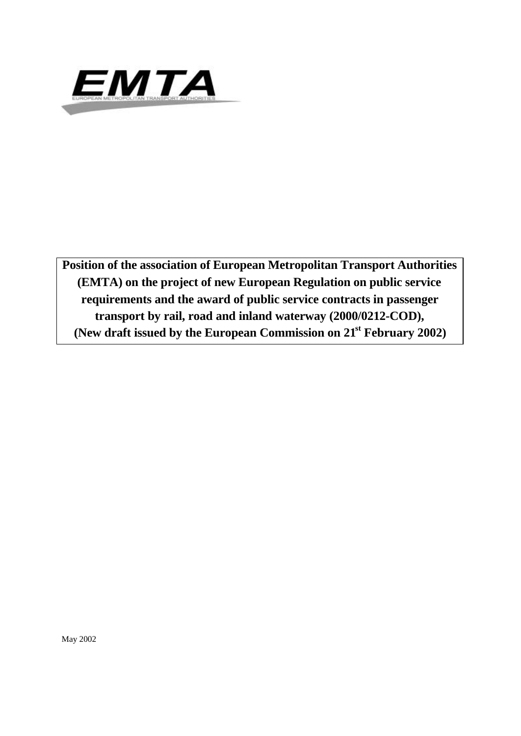EMTA

EUROPEAN METROPOLITAN TRANSPORT AUTHORITIES

**Position of the association of European Metropolitan Transport Authorities (EMTA) on the project of new European Regulation on public service requirements and the award of public service contracts in passenger transport by rail, road and inland waterway (2000/0212-COD), (New draft issued by the European Commission on 21st February 2002)**

May 2002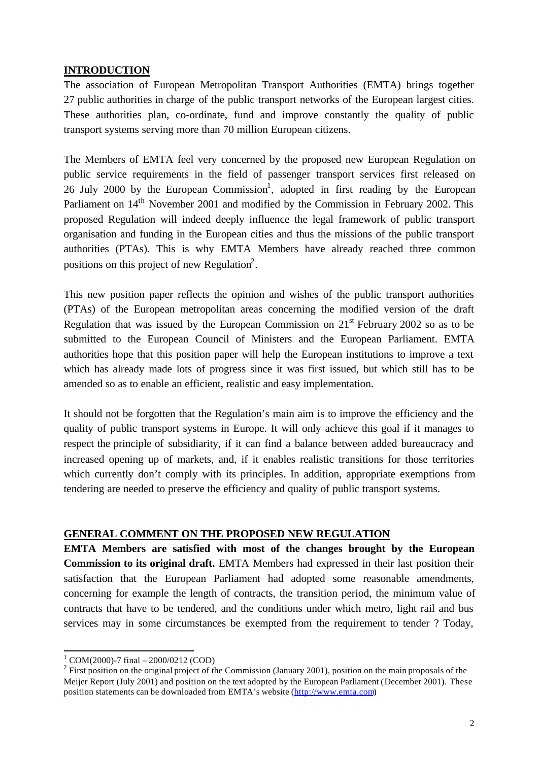## INTRODUCTION

The association of European Metropolitan Transport Authorities (EMTA) brings together 27 public authorities in charge of the public transport networks of the European largest cities. These authorities plan, co-ordinate, fund and improve constantly the quality of public transport systems serving more than 70 million European citizens.

The Members of EMTA feel very concerned by the proposed new European Regulation on public service requirements in the field of passenger transport services first released on 26 July 2000 by the European Commission[1], adopted in first reading by the European Parliament on 14th November 2001 and modified by the Commission in February 2002. This proposed Regulation will indeed deeply influence the legal framework of public transport organisation and funding in the European cities and thus the missions of the public transport authorities (PTAs). This is why EMTA Members have already reached three common positions on this project of new Regulation[2].

This new position paper reflects the opinion and wishes of the public transport authorities (PTAs) of the European metropolitan areas concerning the modified version of the draft Regulation that was issued by the European Commission on 21st February 2002 so as to be submitted to the European Council of Ministers and the European Parliament. EMTA authorities hope that this position paper will help the European institutions to improve a text which has already made lots of progress since it was first issued, but which still has to be amended so as to enable an efficient, realistic and easy implementation.

It should not be forgotten that the Regulation's main aim is to improve the efficiency and the quality of public transport systems in Europe. It will only achieve this goal if it manages to respect the principle of subsidiarity, if it can find a balance between added bureaucracy and increased opening up of markets, and, if it enables realistic transitions for those territories which currently don't comply with its principles. In addition, appropriate exemptions from tendering are needed to preserve the efficiency and quality of public transport systems.

## GENERAL COMMENT ON THE PROPOSED NEW REGULATION

**EMTA Members are satisfied with most of the changes brought by the European Commission to its original draft.** EMTA Members had expressed in their last position their satisfaction that the European Parliament had adopted some reasonable amendments, concerning for example the length of contracts, the transition period, the minimum value of contracts that have to be tendered, and the conditions under which metro, light rail and bus services may in some circumstances be exempted from the requirement to tender ? Today,

---

[1] COM(2000)-7 final – 2000/0212 (COD)

[2] First position on the original project of the Commission (January 2001), position on the main proposals of the Meijer Report (July 2001) and position on the text adopted by the European Parliament (December 2001). These position statements can be downloaded from EMTA's website (http://www.emta.com)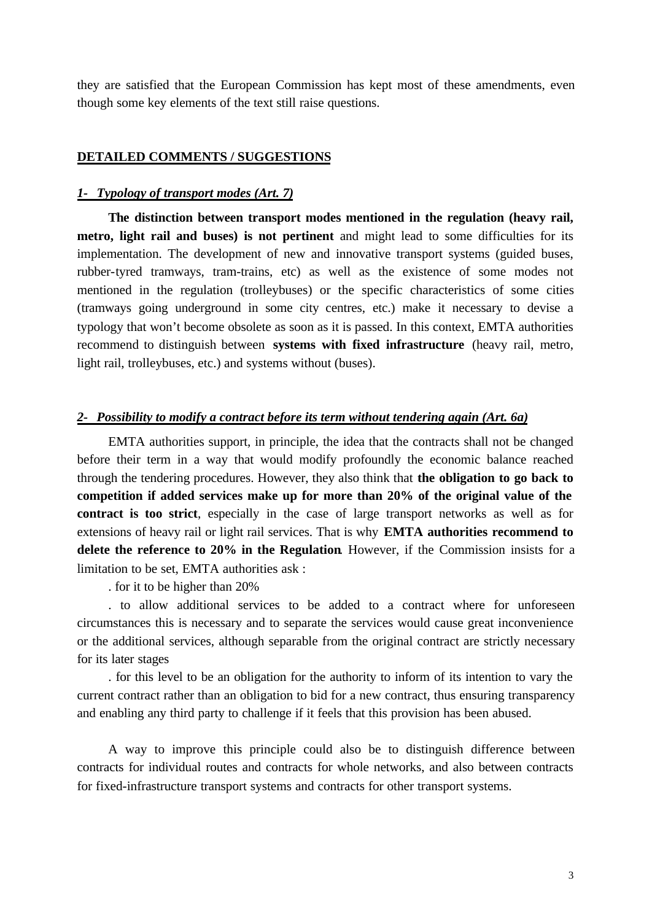they are satisfied that the European Commission has kept most of these amendments, even though some key elements of the text still raise questions.

## DETAILED COMMENTS / SUGGESTIONS

### *1- Typology of transport modes (Art. 7)*

**The distinction between transport modes mentioned in the regulation (heavy rail, metro, light rail and buses) is not pertinent** and might lead to some difficulties for its implementation. The development of new and innovative transport systems (guided buses, rubber-tyred tramways, tram-trains, etc) as well as the existence of some modes not mentioned in the regulation (trolleybuses) or the specific characteristics of some cities (tramways going underground in some city centres, etc.) make it necessary to devise a typology that won't become obsolete as soon as it is passed. In this context, EMTA authorities recommend to distinguish between **systems with fixed infrastructure** (heavy rail, metro, light rail, trolleybuses, etc.) and systems without (buses).

### *2- Possibility to modify a contract before its term without tendering again (Art. 6a)*

EMTA authorities support, in principle, the idea that the contracts shall not be changed before their term in a way that would modify profoundly the economic balance reached through the tendering procedures. However, they also think that **the obligation to go back to competition if added services make up for more than 20% of the original value of the contract is too strict**, especially in the case of large transport networks as well as for extensions of heavy rail or light rail services. That is why **EMTA authorities recommend to delete the reference to 20% in the Regulation**. However, if the Commission insists for a limitation to be set, EMTA authorities ask :

. for it to be higher than 20%

. to allow additional services to be added to a contract where for unforeseen circumstances this is necessary and to separate the services would cause great inconvenience or the additional services, although separable from the original contract are strictly necessary for its later stages

. for this level to be an obligation for the authority to inform of its intention to vary the current contract rather than an obligation to bid for a new contract, thus ensuring transparency and enabling any third party to challenge if it feels that this provision has been abused.

A way to improve this principle could also be to distinguish difference between contracts for individual routes and contracts for whole networks, and also between contracts for fixed-infrastructure transport systems and contracts for other transport systems.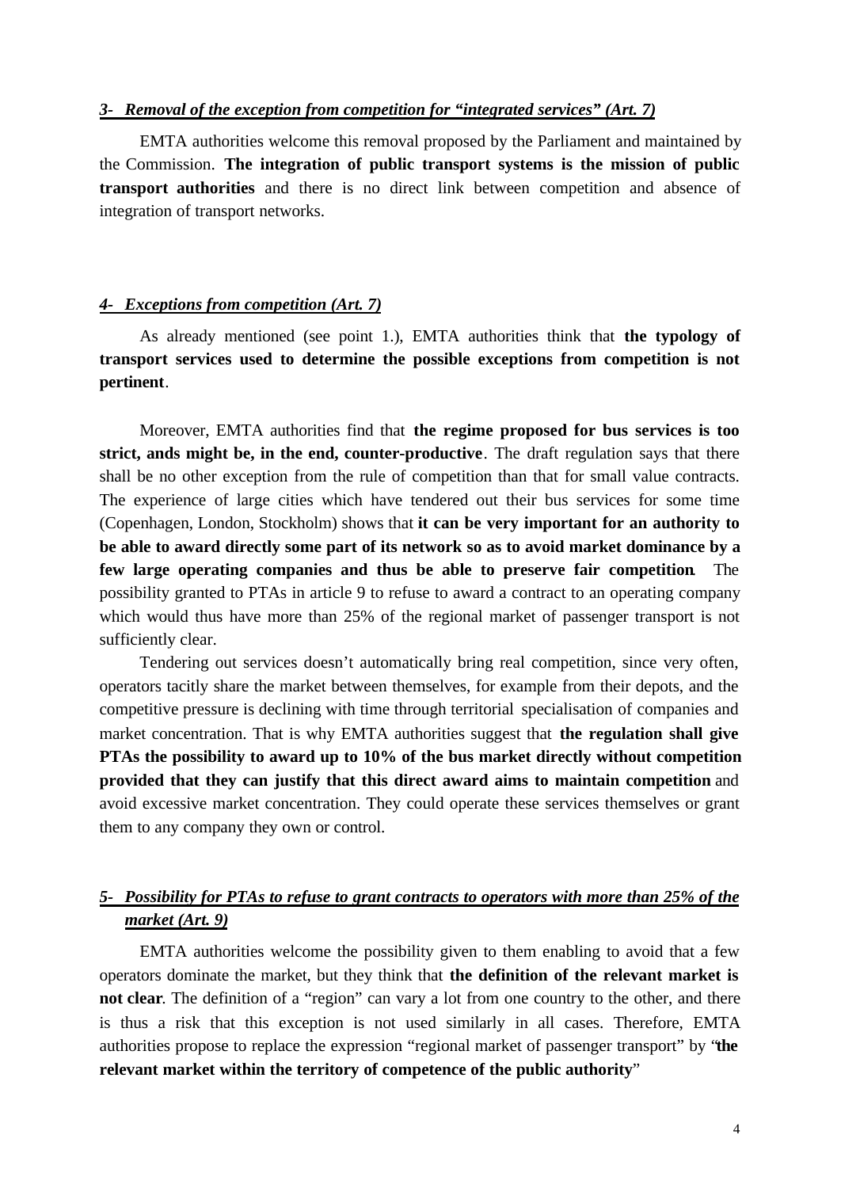### *3- Removal of the exception from competition for "integrated services" (Art. 7)*

EMTA authorities welcome this removal proposed by the Parliament and maintained by the Commission. **The integration of public transport systems is the mission of public transport authorities** and there is no direct link between competition and absence of integration of transport networks.

### *4- Exceptions from competition (Art. 7)*

As already mentioned (see point 1.), EMTA authorities think that **the typology of transport services used to determine the possible exceptions from competition is not pertinent**.

Moreover, EMTA authorities find that **the regime proposed for bus services is too strict, ands might be, in the end, counter-productive**. The draft regulation says that there shall be no other exception from the rule of competition than that for small value contracts. The experience of large cities which have tendered out their bus services for some time (Copenhagen, London, Stockholm) shows that **it can be very important for an authority to be able to award directly some part of its network so as to avoid market dominance by a few large operating companies and thus be able to preserve fair competition**. The possibility granted to PTAs in article 9 to refuse to award a contract to an operating company which would thus have more than 25% of the regional market of passenger transport is not sufficiently clear.

Tendering out services doesn't automatically bring real competition, since very often, operators tacitly share the market between themselves, for example from their depots, and the competitive pressure is declining with time through territorial specialisation of companies and market concentration. That is why EMTA authorities suggest that **the regulation shall give PTAs the possibility to award up to 10% of the bus market directly without competition provided that they can justify that this direct award aims to maintain competition** and avoid excessive market concentration. They could operate these services themselves or grant them to any company they own or control.

### *5- Possibility for PTAs to refuse to grant contracts to operators with more than 25% of the market (Art. 9)*

EMTA authorities welcome the possibility given to them enabling to avoid that a few operators dominate the market, but they think that **the definition of the relevant market is not clear**. The definition of a "region" can vary a lot from one country to the other, and there is thus a risk that this exception is not used similarly in all cases. Therefore, EMTA authorities propose to replace the expression "regional market of passenger transport" by "**the relevant market within the territory of competence of the public authority**"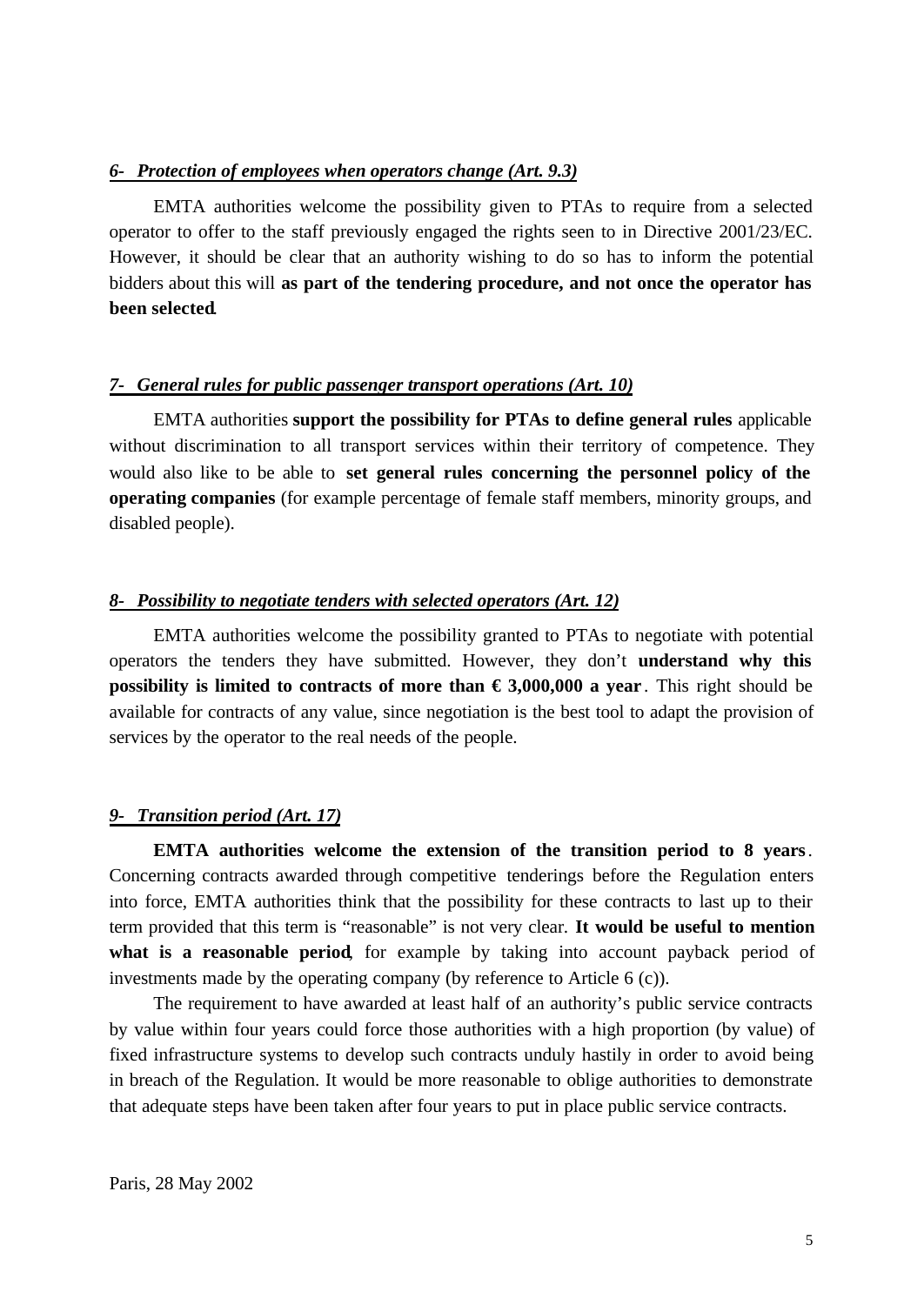### *6- Protection of employees when operators change (Art. 9.3)*

EMTA authorities welcome the possibility given to PTAs to require from a selected operator to offer to the staff previously engaged the rights seen to in Directive 2001/23/EC. However, it should be clear that an authority wishing to do so has to inform the potential bidders about this will **as part of the tendering procedure, and not once the operator has been selected**.

### *7- General rules for public passenger transport operations (Art. 10)*

EMTA authorities **support the possibility for PTAs to define general rules** applicable without discrimination to all transport services within their territory of competence. They would also like to be able to **set general rules concerning the personnel policy of the operating companies** (for example percentage of female staff members, minority groups, and disabled people).

### *8- Possibility to negotiate tenders with selected operators (Art. 12)*

EMTA authorities welcome the possibility granted to PTAs to negotiate with potential operators the tenders they have submitted. However, they don't **understand why this possibility is limited to contracts of more than € 3,000,000 a year**. This right should be available for contracts of any value, since negotiation is the best tool to adapt the provision of services by the operator to the real needs of the people.

### *9- Transition period (Art. 17)*

**EMTA authorities welcome the extension of the transition period to 8 years**. Concerning contracts awarded through competitive tenderings before the Regulation enters into force, EMTA authorities think that the possibility for these contracts to last up to their term provided that this term is "reasonable" is not very clear. **It would be useful to mention what is a reasonable period**, for example by taking into account payback period of investments made by the operating company (by reference to Article 6 (c)).

The requirement to have awarded at least half of an authority's public service contracts by value within four years could force those authorities with a high proportion (by value) of fixed infrastructure systems to develop such contracts unduly hastily in order to avoid being in breach of the Regulation. It would be more reasonable to oblige authorities to demonstrate that adequate steps have been taken after four years to put in place public service contracts.

Paris, 28 May 2002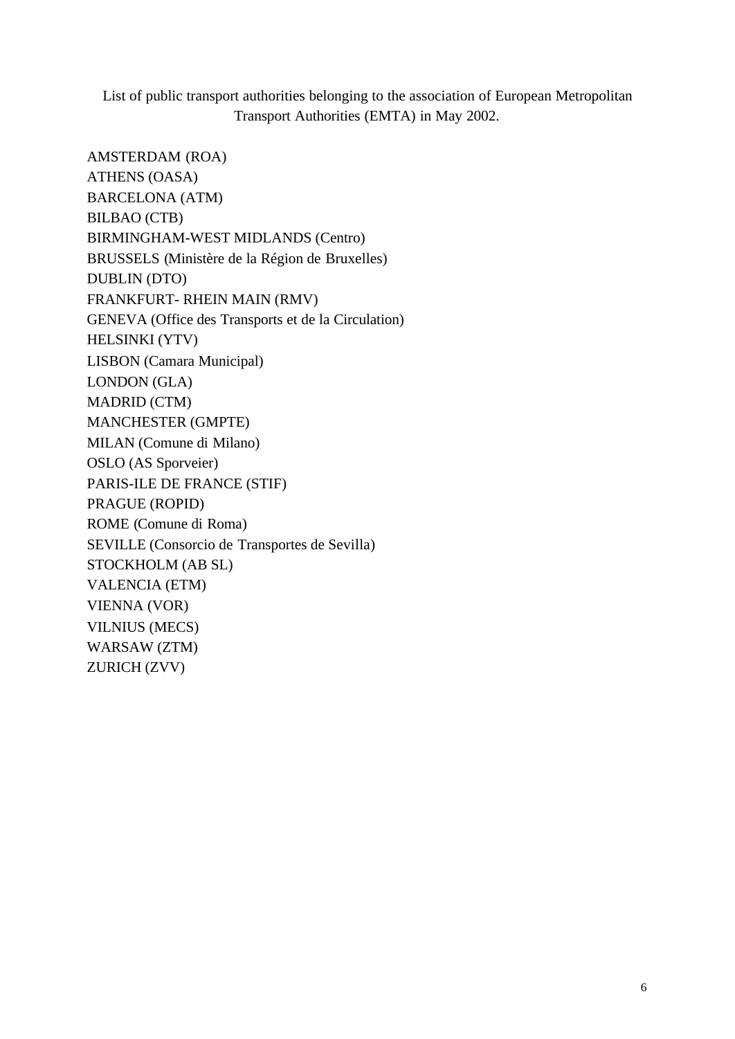List of public transport authorities belonging to the association of European Metropolitan Transport Authorities (EMTA) in May 2002.

AMSTERDAM (ROA)
ATHENS (OASA)
BARCELONA (ATM)
BILBAO (CTB)
BIRMINGHAM-WEST MIDLANDS (Centro)
BRUSSELS (Ministère de la Région de Bruxelles)
DUBLIN (DTO)
FRANKFURT- RHEIN MAIN (RMV)
GENEVA (Office des Transports et de la Circulation)
HELSINKI (YTV)
LISBON (Camara Municipal)
LONDON (GLA)
MADRID (CTM)
MANCHESTER (GMPTE)
MILAN (Comune di Milano)
OSLO (AS Sporveier)
PARIS-ILE DE FRANCE (STIF)
PRAGUE (ROPID)
ROME (Comune di Roma)
SEVILLE (Consorcio de Transportes de Sevilla)
STOCKHOLM (AB SL)
VALENCIA (ETM)
VIENNA (VOR)
VILNIUS (MECS)
WARSAW (ZTM)
ZURICH (ZVV)